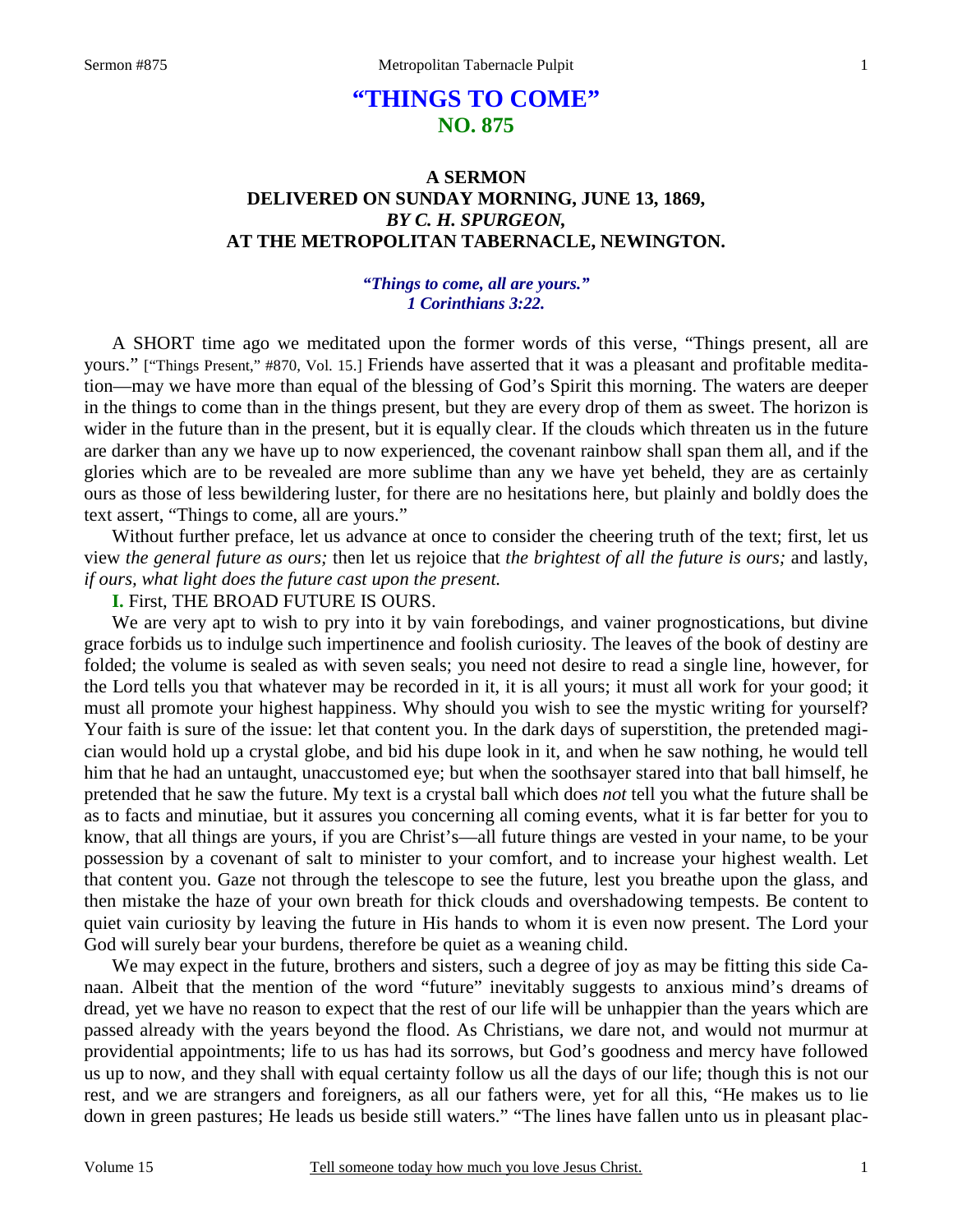# "THINGS TO COME"
## NO. 875

### A SERMON
### DELIVERED ON SUNDAY MORNING, JUNE 13, 1869,
### *BY C. H. SPURGEON,*
### AT THE METROPOLITAN TABERNACLE, NEWINGTON.

***"Things to come, all are yours."***
***1 Corinthians 3:22.***

A SHORT time ago we meditated upon the former words of this verse, "Things present, all are yours." ["Things Present," #870, Vol. 15.] Friends have asserted that it was a pleasant and profitable meditation—may we have more than equal of the blessing of God's Spirit this morning. The waters are deeper in the things to come than in the things present, but they are every drop of them as sweet. The horizon is wider in the future than in the present, but it is equally clear. If the clouds which threaten us in the future are darker than any we have up to now experienced, the covenant rainbow shall span them all, and if the glories which are to be revealed are more sublime than any we have yet beheld, they are as certainly ours as those of less bewildering luster, for there are no hesitations here, but plainly and boldly does the text assert, "Things to come, all are yours."

Without further preface, let us advance at once to consider the cheering truth of the text; first, let us view *the general future as ours;* then let us rejoice that *the brightest of all the future is ours;* and lastly, *if ours, what light does the future cast upon the present.*

**I.** First, THE BROAD FUTURE IS OURS.

We are very apt to wish to pry into it by vain forebodings, and vainer prognostications, but divine grace forbids us to indulge such impertinence and foolish curiosity. The leaves of the book of destiny are folded; the volume is sealed as with seven seals; you need not desire to read a single line, however, for the Lord tells you that whatever may be recorded in it, it is all yours; it must all work for your good; it must all promote your highest happiness. Why should you wish to see the mystic writing for yourself? Your faith is sure of the issue: let that content you. In the dark days of superstition, the pretended magician would hold up a crystal globe, and bid his dupe look in it, and when he saw nothing, he would tell him that he had an untaught, unaccustomed eye; but when the soothsayer stared into that ball himself, he pretended that he saw the future. My text is a crystal ball which does *not* tell you what the future shall be as to facts and minutiae, but it assures you concerning all coming events, what it is far better for you to know, that all things are yours, if you are Christ's—all future things are vested in your name, to be your possession by a covenant of salt to minister to your comfort, and to increase your highest wealth. Let that content you. Gaze not through the telescope to see the future, lest you breathe upon the glass, and then mistake the haze of your own breath for thick clouds and overshadowing tempests. Be content to quiet vain curiosity by leaving the future in His hands to whom it is even now present. The Lord your God will surely bear your burdens, therefore be quiet as a weaning child.

We may expect in the future, brothers and sisters, such a degree of joy as may be fitting this side Canaan. Albeit that the mention of the word "future" inevitably suggests to anxious mind's dreams of dread, yet we have no reason to expect that the rest of our life will be unhappier than the years which are passed already with the years beyond the flood. As Christians, we dare not, and would not murmur at providential appointments; life to us has had its sorrows, but God's goodness and mercy have followed us up to now, and they shall with equal certainty follow us all the days of our life; though this is not our rest, and we are strangers and foreigners, as all our fathers were, yet for all this, "He makes us to lie down in green pastures; He leads us beside still waters." "The lines have fallen unto us in pleasant plac-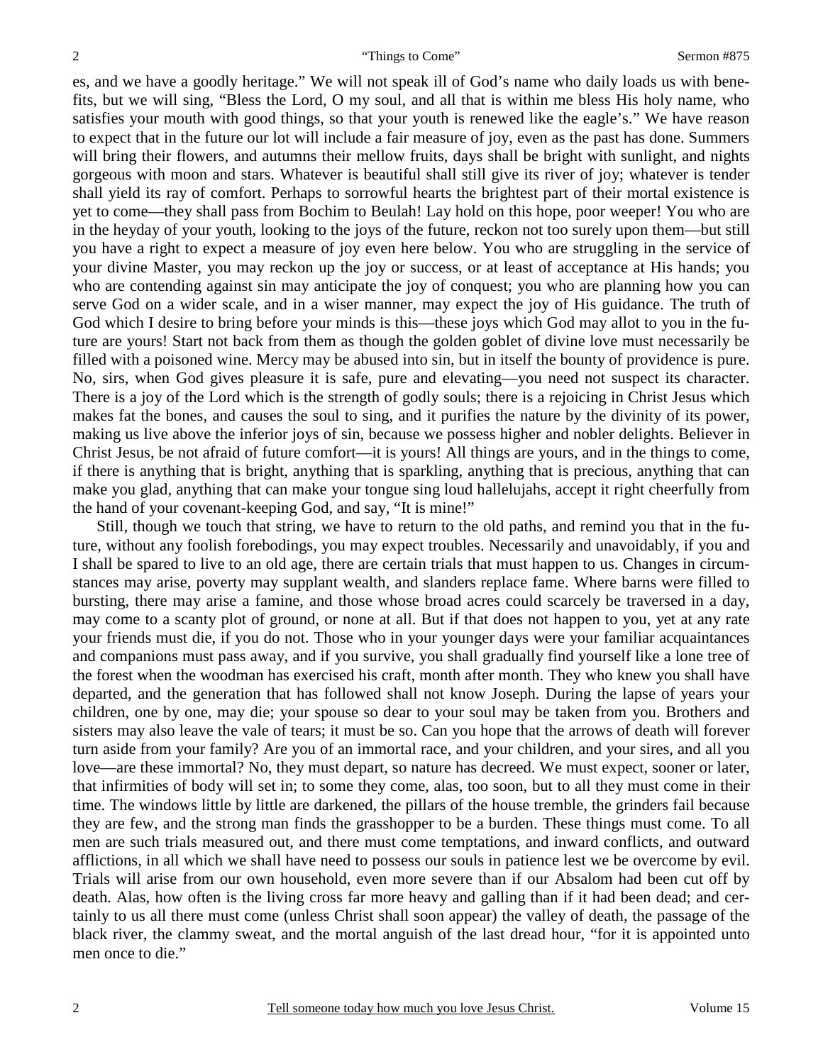es, and we have a goodly heritage." We will not speak ill of God's name who daily loads us with benefits, but we will sing, "Bless the Lord, O my soul, and all that is within me bless His holy name, who satisfies your mouth with good things, so that your youth is renewed like the eagle's." We have reason to expect that in the future our lot will include a fair measure of joy, even as the past has done. Summers will bring their flowers, and autumns their mellow fruits, days shall be bright with sunlight, and nights gorgeous with moon and stars. Whatever is beautiful shall still give its river of joy; whatever is tender shall yield its ray of comfort. Perhaps to sorrowful hearts the brightest part of their mortal existence is yet to come—they shall pass from Bochim to Beulah! Lay hold on this hope, poor weeper! You who are in the heyday of your youth, looking to the joys of the future, reckon not too surely upon them—but still you have a right to expect a measure of joy even here below. You who are struggling in the service of your divine Master, you may reckon up the joy or success, or at least of acceptance at His hands; you who are contending against sin may anticipate the joy of conquest; you who are planning how you can serve God on a wider scale, and in a wiser manner, may expect the joy of His guidance. The truth of God which I desire to bring before your minds is this—these joys which God may allot to you in the future are yours! Start not back from them as though the golden goblet of divine love must necessarily be filled with a poisoned wine. Mercy may be abused into sin, but in itself the bounty of providence is pure. No, sirs, when God gives pleasure it is safe, pure and elevating—you need not suspect its character. There is a joy of the Lord which is the strength of godly souls; there is a rejoicing in Christ Jesus which makes fat the bones, and causes the soul to sing, and it purifies the nature by the divinity of its power, making us live above the inferior joys of sin, because we possess higher and nobler delights. Believer in Christ Jesus, be not afraid of future comfort—it is yours! All things are yours, and in the things to come, if there is anything that is bright, anything that is sparkling, anything that is precious, anything that can make you glad, anything that can make your tongue sing loud hallelujahs, accept it right cheerfully from the hand of your covenant-keeping God, and say, "It is mine!"

Still, though we touch that string, we have to return to the old paths, and remind you that in the future, without any foolish forebodings, you may expect troubles. Necessarily and unavoidably, if you and I shall be spared to live to an old age, there are certain trials that must happen to us. Changes in circumstances may arise, poverty may supplant wealth, and slanders replace fame. Where barns were filled to bursting, there may arise a famine, and those whose broad acres could scarcely be traversed in a day, may come to a scanty plot of ground, or none at all. But if that does not happen to you, yet at any rate your friends must die, if you do not. Those who in your younger days were your familiar acquaintances and companions must pass away, and if you survive, you shall gradually find yourself like a lone tree of the forest when the woodman has exercised his craft, month after month. They who knew you shall have departed, and the generation that has followed shall not know Joseph. During the lapse of years your children, one by one, may die; your spouse so dear to your soul may be taken from you. Brothers and sisters may also leave the vale of tears; it must be so. Can you hope that the arrows of death will forever turn aside from your family? Are you of an immortal race, and your children, and your sires, and all you love—are these immortal? No, they must depart, so nature has decreed. We must expect, sooner or later, that infirmities of body will set in; to some they come, alas, too soon, but to all they must come in their time. The windows little by little are darkened, the pillars of the house tremble, the grinders fail because they are few, and the strong man finds the grasshopper to be a burden. These things must come. To all men are such trials measured out, and there must come temptations, and inward conflicts, and outward afflictions, in all which we shall have need to possess our souls in patience lest we be overcome by evil. Trials will arise from our own household, even more severe than if our Absalom had been cut off by death. Alas, how often is the living cross far more heavy and galling than if it had been dead; and certainly to us all there must come (unless Christ shall soon appear) the valley of death, the passage of the black river, the clammy sweat, and the mortal anguish of the last dread hour, "for it is appointed unto men once to die."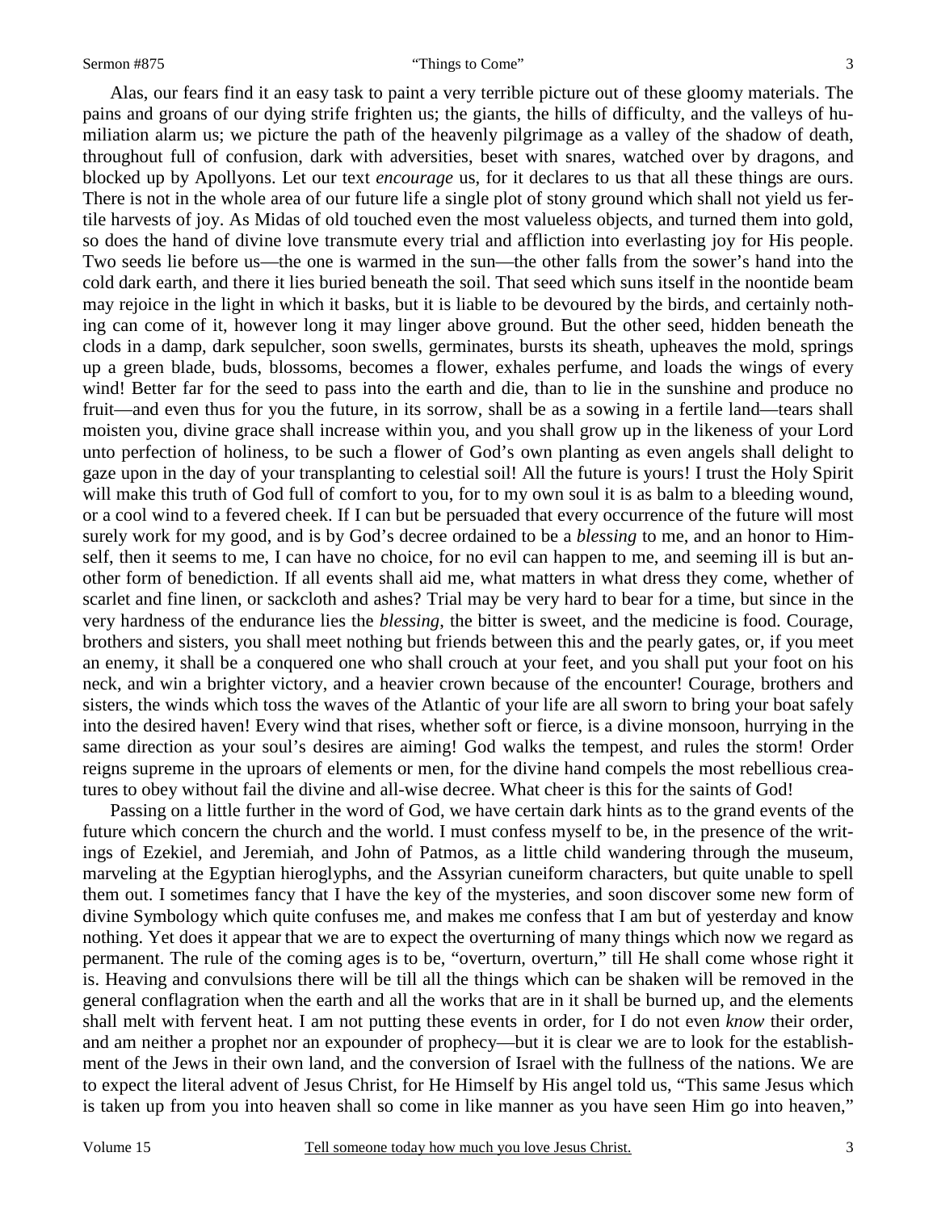Alas, our fears find it an easy task to paint a very terrible picture out of these gloomy materials. The pains and groans of our dying strife frighten us; the giants, the hills of difficulty, and the valleys of humiliation alarm us; we picture the path of the heavenly pilgrimage as a valley of the shadow of death, throughout full of confusion, dark with adversities, beset with snares, watched over by dragons, and blocked up by Apollyons. Let our text *encourage* us, for it declares to us that all these things are ours. There is not in the whole area of our future life a single plot of stony ground which shall not yield us fertile harvests of joy. As Midas of old touched even the most valueless objects, and turned them into gold, so does the hand of divine love transmute every trial and affliction into everlasting joy for His people. Two seeds lie before us—the one is warmed in the sun—the other falls from the sower's hand into the cold dark earth, and there it lies buried beneath the soil. That seed which suns itself in the noontide beam may rejoice in the light in which it basks, but it is liable to be devoured by the birds, and certainly nothing can come of it, however long it may linger above ground. But the other seed, hidden beneath the clods in a damp, dark sepulcher, soon swells, germinates, bursts its sheath, upheaves the mold, springs up a green blade, buds, blossoms, becomes a flower, exhales perfume, and loads the wings of every wind! Better far for the seed to pass into the earth and die, than to lie in the sunshine and produce no fruit—and even thus for you the future, in its sorrow, shall be as a sowing in a fertile land—tears shall moisten you, divine grace shall increase within you, and you shall grow up in the likeness of your Lord unto perfection of holiness, to be such a flower of God's own planting as even angels shall delight to gaze upon in the day of your transplanting to celestial soil! All the future is yours! I trust the Holy Spirit will make this truth of God full of comfort to you, for to my own soul it is as balm to a bleeding wound, or a cool wind to a fevered cheek. If I can but be persuaded that every occurrence of the future will most surely work for my good, and is by God's decree ordained to be a *blessing* to me, and an honor to Himself, then it seems to me, I can have no choice, for no evil can happen to me, and seeming ill is but another form of benediction. If all events shall aid me, what matters in what dress they come, whether of scarlet and fine linen, or sackcloth and ashes? Trial may be very hard to bear for a time, but since in the very hardness of the endurance lies the *blessing*, the bitter is sweet, and the medicine is food. Courage, brothers and sisters, you shall meet nothing but friends between this and the pearly gates, or, if you meet an enemy, it shall be a conquered one who shall crouch at your feet, and you shall put your foot on his neck, and win a brighter victory, and a heavier crown because of the encounter! Courage, brothers and sisters, the winds which toss the waves of the Atlantic of your life are all sworn to bring your boat safely into the desired haven! Every wind that rises, whether soft or fierce, is a divine monsoon, hurrying in the same direction as your soul's desires are aiming! God walks the tempest, and rules the storm! Order reigns supreme in the uproars of elements or men, for the divine hand compels the most rebellious creatures to obey without fail the divine and all-wise decree. What cheer is this for the saints of God!

Passing on a little further in the word of God, we have certain dark hints as to the grand events of the future which concern the church and the world. I must confess myself to be, in the presence of the writings of Ezekiel, and Jeremiah, and John of Patmos, as a little child wandering through the museum, marveling at the Egyptian hieroglyphs, and the Assyrian cuneiform characters, but quite unable to spell them out. I sometimes fancy that I have the key of the mysteries, and soon discover some new form of divine Symbology which quite confuses me, and makes me confess that I am but of yesterday and know nothing. Yet does it appear that we are to expect the overturning of many things which now we regard as permanent. The rule of the coming ages is to be, "overturn, overturn," till He shall come whose right it is. Heaving and convulsions there will be till all the things which can be shaken will be removed in the general conflagration when the earth and all the works that are in it shall be burned up, and the elements shall melt with fervent heat. I am not putting these events in order, for I do not even *know* their order, and am neither a prophet nor an expounder of prophecy—but it is clear we are to look for the establishment of the Jews in their own land, and the conversion of Israel with the fullness of the nations. We are to expect the literal advent of Jesus Christ, for He Himself by His angel told us, "This same Jesus which is taken up from you into heaven shall so come in like manner as you have seen Him go into heaven,"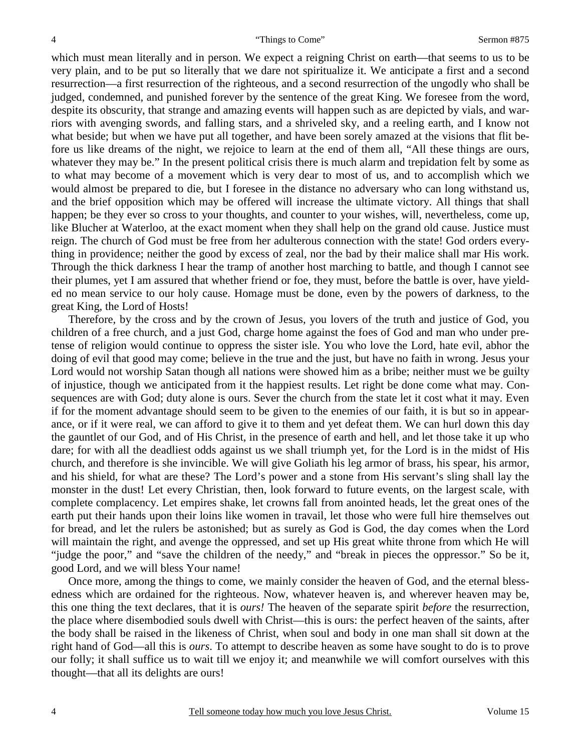which must mean literally and in person. We expect a reigning Christ on earth—that seems to us to be very plain, and to be put so literally that we dare not spiritualize it. We anticipate a first and a second resurrection—a first resurrection of the righteous, and a second resurrection of the ungodly who shall be judged, condemned, and punished forever by the sentence of the great King. We foresee from the word, despite its obscurity, that strange and amazing events will happen such as are depicted by vials, and warriors with avenging swords, and falling stars, and a shriveled sky, and a reeling earth, and I know not what beside; but when we have put all together, and have been sorely amazed at the visions that flit before us like dreams of the night, we rejoice to learn at the end of them all, "All these things are ours, whatever they may be." In the present political crisis there is much alarm and trepidation felt by some as to what may become of a movement which is very dear to most of us, and to accomplish which we would almost be prepared to die, but I foresee in the distance no adversary who can long withstand us, and the brief opposition which may be offered will increase the ultimate victory. All things that shall happen; be they ever so cross to your thoughts, and counter to your wishes, will, nevertheless, come up, like Blucher at Waterloo, at the exact moment when they shall help on the grand old cause. Justice must reign. The church of God must be free from her adulterous connection with the state! God orders everything in providence; neither the good by excess of zeal, nor the bad by their malice shall mar His work. Through the thick darkness I hear the tramp of another host marching to battle, and though I cannot see their plumes, yet I am assured that whether friend or foe, they must, before the battle is over, have yielded no mean service to our holy cause. Homage must be done, even by the powers of darkness, to the great King, the Lord of Hosts!

Therefore, by the cross and by the crown of Jesus, you lovers of the truth and justice of God, you children of a free church, and a just God, charge home against the foes of God and man who under pretense of religion would continue to oppress the sister isle. You who love the Lord, hate evil, abhor the doing of evil that good may come; believe in the true and the just, but have no faith in wrong. Jesus your Lord would not worship Satan though all nations were showed him as a bribe; neither must we be guilty of injustice, though we anticipated from it the happiest results. Let right be done come what may. Consequences are with God; duty alone is ours. Sever the church from the state let it cost what it may. Even if for the moment advantage should seem to be given to the enemies of our faith, it is but so in appearance, or if it were real, we can afford to give it to them and yet defeat them. We can hurl down this day the gauntlet of our God, and of His Christ, in the presence of earth and hell, and let those take it up who dare; for with all the deadliest odds against us we shall triumph yet, for the Lord is in the midst of His church, and therefore is she invincible. We will give Goliath his leg armor of brass, his spear, his armor, and his shield, for what are these? The Lord's power and a stone from His servant's sling shall lay the monster in the dust! Let every Christian, then, look forward to future events, on the largest scale, with complete complacency. Let empires shake, let crowns fall from anointed heads, let the great ones of the earth put their hands upon their loins like women in travail, let those who were full hire themselves out for bread, and let the rulers be astonished; but as surely as God is God, the day comes when the Lord will maintain the right, and avenge the oppressed, and set up His great white throne from which He will "judge the poor," and "save the children of the needy," and "break in pieces the oppressor." So be it, good Lord, and we will bless Your name!

Once more, among the things to come, we mainly consider the heaven of God, and the eternal blessedness which are ordained for the righteous. Now, whatever heaven is, and wherever heaven may be, this one thing the text declares, that it is *ours!* The heaven of the separate spirit *before* the resurrection, the place where disembodied souls dwell with Christ—this is ours: the perfect heaven of the saints, after the body shall be raised in the likeness of Christ, when soul and body in one man shall sit down at the right hand of God—all this is *ours*. To attempt to describe heaven as some have sought to do is to prove our folly; it shall suffice us to wait till we enjoy it; and meanwhile we will comfort ourselves with this thought—that all its delights are ours!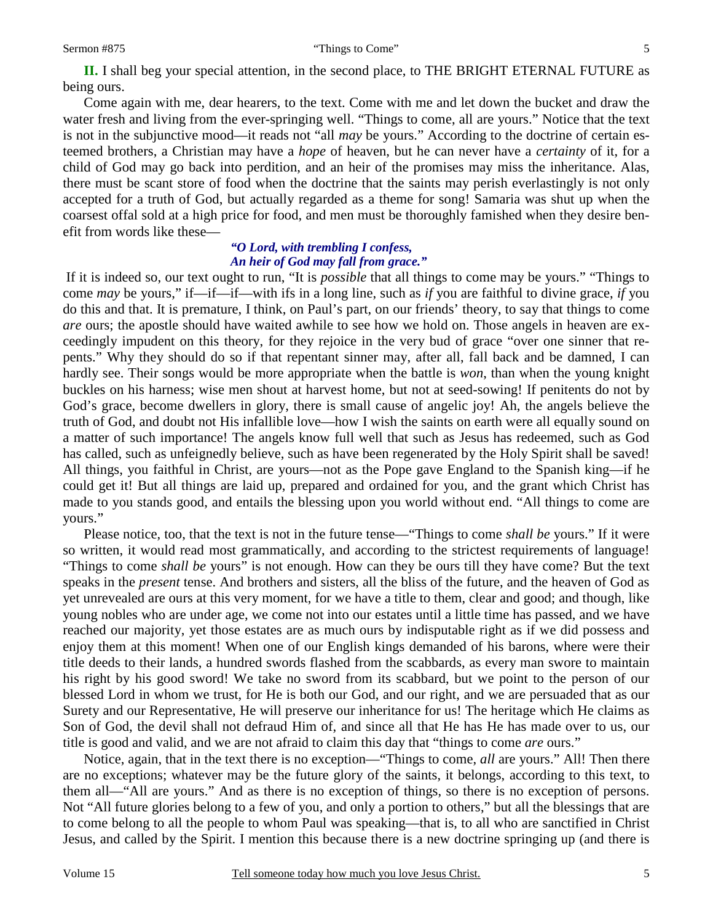**II.** I shall beg your special attention, in the second place, to THE BRIGHT ETERNAL FUTURE as being ours.

Come again with me, dear hearers, to the text. Come with me and let down the bucket and draw the water fresh and living from the ever-springing well. "Things to come, all are yours." Notice that the text is not in the subjunctive mood—it reads not "all *may* be yours." According to the doctrine of certain esteemed brothers, a Christian may have a *hope* of heaven, but he can never have a *certainty* of it, for a child of God may go back into perdition, and an heir of the promises may miss the inheritance. Alas, there must be scant store of food when the doctrine that the saints may perish everlastingly is not only accepted for a truth of God, but actually regarded as a theme for song! Samaria was shut up when the coarsest offal sold at a high price for food, and men must be thoroughly famished when they desire benefit from words like these—

*"O Lord, with trembling I confess,*
*An heir of God may fall from grace."*

If it is indeed so, our text ought to run, "It is *possible* that all things to come may be yours." "Things to come *may* be yours," if—if—if—with ifs in a long line, such as *if* you are faithful to divine grace, *if* you do this and that. It is premature, I think, on Paul's part, on our friends' theory, to say that things to come *are* ours; the apostle should have waited awhile to see how we hold on. Those angels in heaven are exceedingly impudent on this theory, for they rejoice in the very bud of grace "over one sinner that repents." Why they should do so if that repentant sinner may, after all, fall back and be damned, I can hardly see. Their songs would be more appropriate when the battle is *won*, than when the young knight buckles on his harness; wise men shout at harvest home, but not at seed-sowing! If penitents do not by God's grace, become dwellers in glory, there is small cause of angelic joy! Ah, the angels believe the truth of God, and doubt not His infallible love—how I wish the saints on earth were all equally sound on a matter of such importance! The angels know full well that such as Jesus has redeemed, such as God has called, such as unfeignedly believe, such as have been regenerated by the Holy Spirit shall be saved! All things, you faithful in Christ, are yours—not as the Pope gave England to the Spanish king—if he could get it! But all things are laid up, prepared and ordained for you, and the grant which Christ has made to you stands good, and entails the blessing upon you world without end. "All things to come are yours."

Please notice, too, that the text is not in the future tense—"Things to come *shall be* yours." If it were so written, it would read most grammatically, and according to the strictest requirements of language! "Things to come *shall be* yours" is not enough. How can they be ours till they have come? But the text speaks in the *present* tense. And brothers and sisters, all the bliss of the future, and the heaven of God as yet unrevealed are ours at this very moment, for we have a title to them, clear and good; and though, like young nobles who are under age, we come not into our estates until a little time has passed, and we have reached our majority, yet those estates are as much ours by indisputable right as if we did possess and enjoy them at this moment! When one of our English kings demanded of his barons, where were their title deeds to their lands, a hundred swords flashed from the scabbards, as every man swore to maintain his right by his good sword! We take no sword from its scabbard, but we point to the person of our blessed Lord in whom we trust, for He is both our God, and our right, and we are persuaded that as our Surety and our Representative, He will preserve our inheritance for us! The heritage which He claims as Son of God, the devil shall not defraud Him of, and since all that He has He has made over to us, our title is good and valid, and we are not afraid to claim this day that "things to come *are* ours."

Notice, again, that in the text there is no exception—"Things to come, *all* are yours." All! Then there are no exceptions; whatever may be the future glory of the saints, it belongs, according to this text, to them all—"All are yours." And as there is no exception of things, so there is no exception of persons. Not "All future glories belong to a few of you, and only a portion to others," but all the blessings that are to come belong to all the people to whom Paul was speaking—that is, to all who are sanctified in Christ Jesus, and called by the Spirit. I mention this because there is a new doctrine springing up (and there is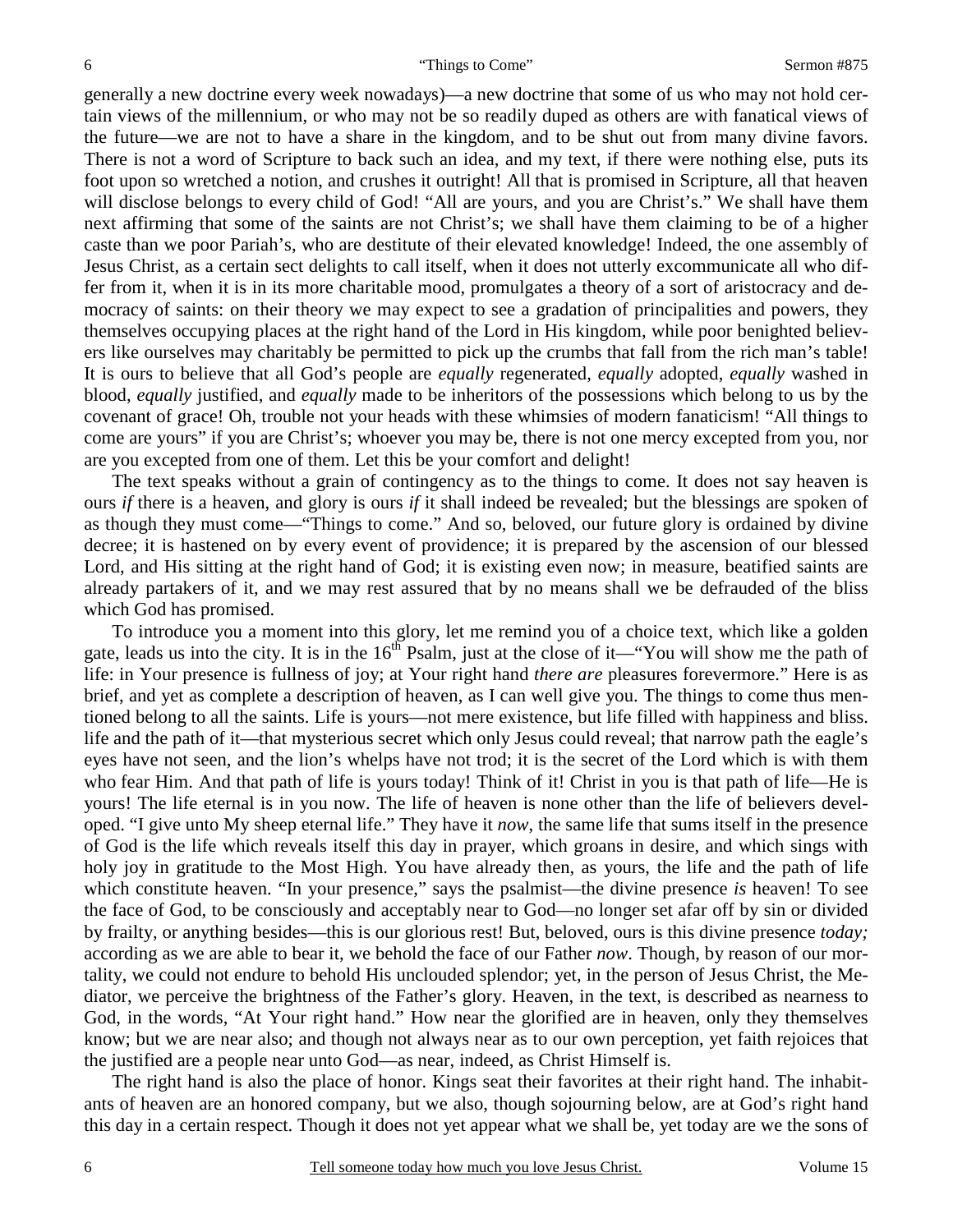generally a new doctrine every week nowadays)—a new doctrine that some of us who may not hold certain views of the millennium, or who may not be so readily duped as others are with fanatical views of the future—we are not to have a share in the kingdom, and to be shut out from many divine favors. There is not a word of Scripture to back such an idea, and my text, if there were nothing else, puts its foot upon so wretched a notion, and crushes it outright! All that is promised in Scripture, all that heaven will disclose belongs to every child of God! "All are yours, and you are Christ's." We shall have them next affirming that some of the saints are not Christ's; we shall have them claiming to be of a higher caste than we poor Pariah's, who are destitute of their elevated knowledge! Indeed, the one assembly of Jesus Christ, as a certain sect delights to call itself, when it does not utterly excommunicate all who differ from it, when it is in its more charitable mood, promulgates a theory of a sort of aristocracy and democracy of saints: on their theory we may expect to see a gradation of principalities and powers, they themselves occupying places at the right hand of the Lord in His kingdom, while poor benighted believers like ourselves may charitably be permitted to pick up the crumbs that fall from the rich man's table! It is ours to believe that all God's people are *equally* regenerated, *equally* adopted, *equally* washed in blood, *equally* justified, and *equally* made to be inheritors of the possessions which belong to us by the covenant of grace! Oh, trouble not your heads with these whimsies of modern fanaticism! "All things to come are yours" if you are Christ's; whoever you may be, there is not one mercy excepted from you, nor are you excepted from one of them. Let this be your comfort and delight!

The text speaks without a grain of contingency as to the things to come. It does not say heaven is ours *if* there is a heaven, and glory is ours *if* it shall indeed be revealed; but the blessings are spoken of as though they must come—"Things to come." And so, beloved, our future glory is ordained by divine decree; it is hastened on by every event of providence; it is prepared by the ascension of our blessed Lord, and His sitting at the right hand of God; it is existing even now; in measure, beatified saints are already partakers of it, and we may rest assured that by no means shall we be defrauded of the bliss which God has promised.

To introduce you a moment into this glory, let me remind you of a choice text, which like a golden gate, leads us into the city. It is in the 16th Psalm, just at the close of it—"You will show me the path of life: in Your presence is fullness of joy; at Your right hand *there are* pleasures forevermore." Here is as brief, and yet as complete a description of heaven, as I can well give you. The things to come thus mentioned belong to all the saints. Life is yours—not mere existence, but life filled with happiness and bliss. life and the path of it—that mysterious secret which only Jesus could reveal; that narrow path the eagle's eyes have not seen, and the lion's whelps have not trod; it is the secret of the Lord which is with them who fear Him. And that path of life is yours today! Think of it! Christ in you is that path of life—He is yours! The life eternal is in you now. The life of heaven is none other than the life of believers developed. "I give unto My sheep eternal life." They have it *now*, the same life that sums itself in the presence of God is the life which reveals itself this day in prayer, which groans in desire, and which sings with holy joy in gratitude to the Most High. You have already then, as yours, the life and the path of life which constitute heaven. "In your presence," says the psalmist—the divine presence *is* heaven! To see the face of God, to be consciously and acceptably near to God—no longer set afar off by sin or divided by frailty, or anything besides—this is our glorious rest! But, beloved, ours is this divine presence *today;* according as we are able to bear it, we behold the face of our Father *now*. Though, by reason of our mortality, we could not endure to behold His unclouded splendor; yet, in the person of Jesus Christ, the Mediator, we perceive the brightness of the Father's glory. Heaven, in the text, is described as nearness to God, in the words, "At Your right hand." How near the glorified are in heaven, only they themselves know; but we are near also; and though not always near as to our own perception, yet faith rejoices that the justified are a people near unto God—as near, indeed, as Christ Himself is.

The right hand is also the place of honor. Kings seat their favorites at their right hand. The inhabitants of heaven are an honored company, but we also, though sojourning below, are at God's right hand this day in a certain respect. Though it does not yet appear what we shall be, yet today are we the sons of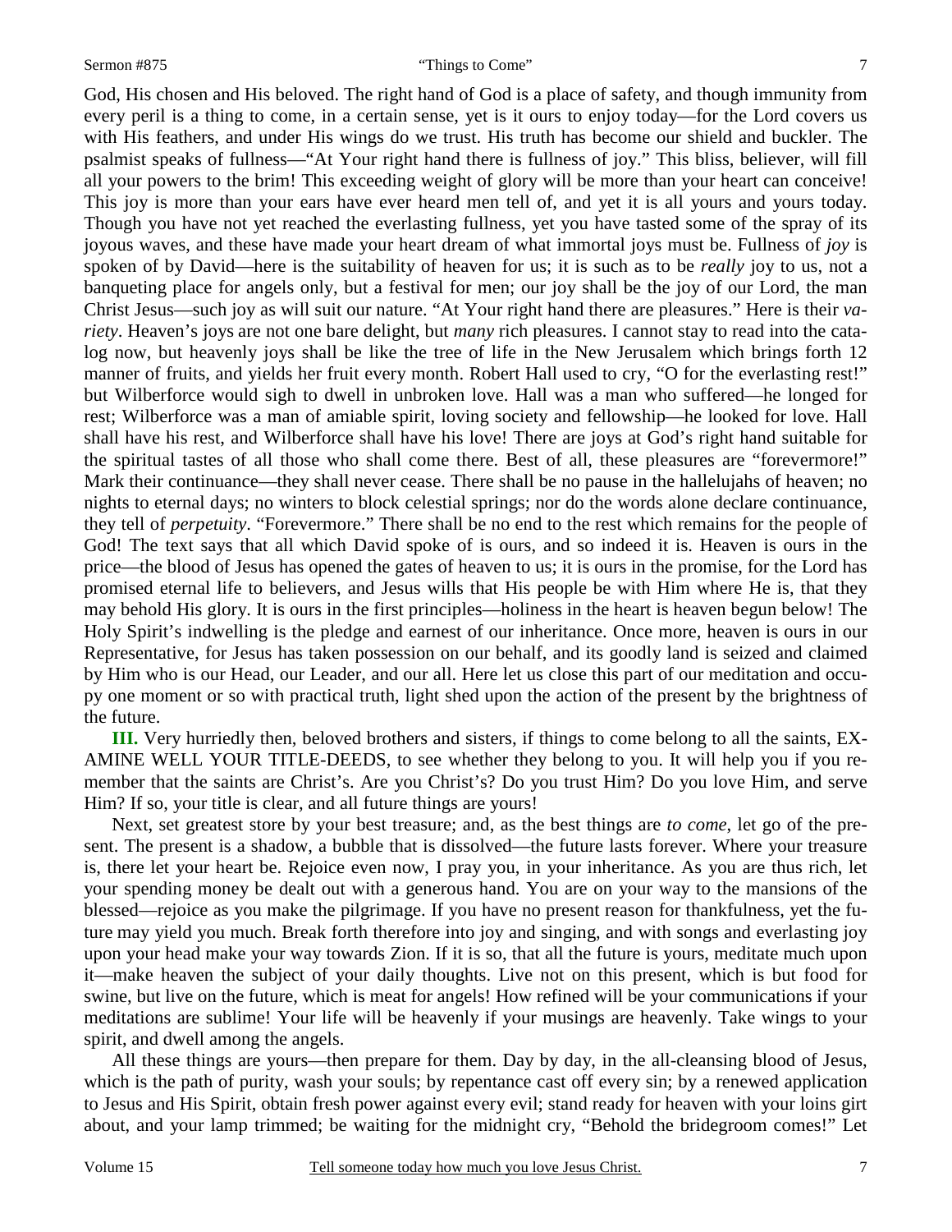God, His chosen and His beloved. The right hand of God is a place of safety, and though immunity from every peril is a thing to come, in a certain sense, yet is it ours to enjoy today—for the Lord covers us with His feathers, and under His wings do we trust. His truth has become our shield and buckler. The psalmist speaks of fullness—"At Your right hand there is fullness of joy." This bliss, believer, will fill all your powers to the brim! This exceeding weight of glory will be more than your heart can conceive! This joy is more than your ears have ever heard men tell of, and yet it is all yours and yours today. Though you have not yet reached the everlasting fullness, yet you have tasted some of the spray of its joyous waves, and these have made your heart dream of what immortal joys must be. Fullness of *joy* is spoken of by David—here is the suitability of heaven for us; it is such as to be *really* joy to us, not a banqueting place for angels only, but a festival for men; our joy shall be the joy of our Lord, the man Christ Jesus—such joy as will suit our nature. "At Your right hand there are pleasures." Here is their *variety*. Heaven's joys are not one bare delight, but *many* rich pleasures. I cannot stay to read into the catalog now, but heavenly joys shall be like the tree of life in the New Jerusalem which brings forth 12 manner of fruits, and yields her fruit every month. Robert Hall used to cry, "O for the everlasting rest!" but Wilberforce would sigh to dwell in unbroken love. Hall was a man who suffered—he longed for rest; Wilberforce was a man of amiable spirit, loving society and fellowship—he looked for love. Hall shall have his rest, and Wilberforce shall have his love! There are joys at God's right hand suitable for the spiritual tastes of all those who shall come there. Best of all, these pleasures are "forevermore!" Mark their continuance—they shall never cease. There shall be no pause in the hallelujahs of heaven; no nights to eternal days; no winters to block celestial springs; nor do the words alone declare continuance, they tell of *perpetuity*. "Forevermore." There shall be no end to the rest which remains for the people of God! The text says that all which David spoke of is ours, and so indeed it is. Heaven is ours in the price—the blood of Jesus has opened the gates of heaven to us; it is ours in the promise, for the Lord has promised eternal life to believers, and Jesus wills that His people be with Him where He is, that they may behold His glory. It is ours in the first principles—holiness in the heart is heaven begun below! The Holy Spirit's indwelling is the pledge and earnest of our inheritance. Once more, heaven is ours in our Representative, for Jesus has taken possession on our behalf, and its goodly land is seized and claimed by Him who is our Head, our Leader, and our all. Here let us close this part of our meditation and occupy one moment or so with practical truth, light shed upon the action of the present by the brightness of the future.

**III.** Very hurriedly then, beloved brothers and sisters, if things to come belong to all the saints, EXAMINE WELL YOUR TITLE-DEEDS, to see whether they belong to you. It will help you if you remember that the saints are Christ's. Are you Christ's? Do you trust Him? Do you love Him, and serve Him? If so, your title is clear, and all future things are yours!

Next, set greatest store by your best treasure; and, as the best things are *to come*, let go of the present. The present is a shadow, a bubble that is dissolved—the future lasts forever. Where your treasure is, there let your heart be. Rejoice even now, I pray you, in your inheritance. As you are thus rich, let your spending money be dealt out with a generous hand. You are on your way to the mansions of the blessed—rejoice as you make the pilgrimage. If you have no present reason for thankfulness, yet the future may yield you much. Break forth therefore into joy and singing, and with songs and everlasting joy upon your head make your way towards Zion. If it is so, that all the future is yours, meditate much upon it—make heaven the subject of your daily thoughts. Live not on this present, which is but food for swine, but live on the future, which is meat for angels! How refined will be your communications if your meditations are sublime! Your life will be heavenly if your musings are heavenly. Take wings to your spirit, and dwell among the angels.

All these things are yours—then prepare for them. Day by day, in the all-cleansing blood of Jesus, which is the path of purity, wash your souls; by repentance cast off every sin; by a renewed application to Jesus and His Spirit, obtain fresh power against every evil; stand ready for heaven with your loins girt about, and your lamp trimmed; be waiting for the midnight cry, "Behold the bridegroom comes!" Let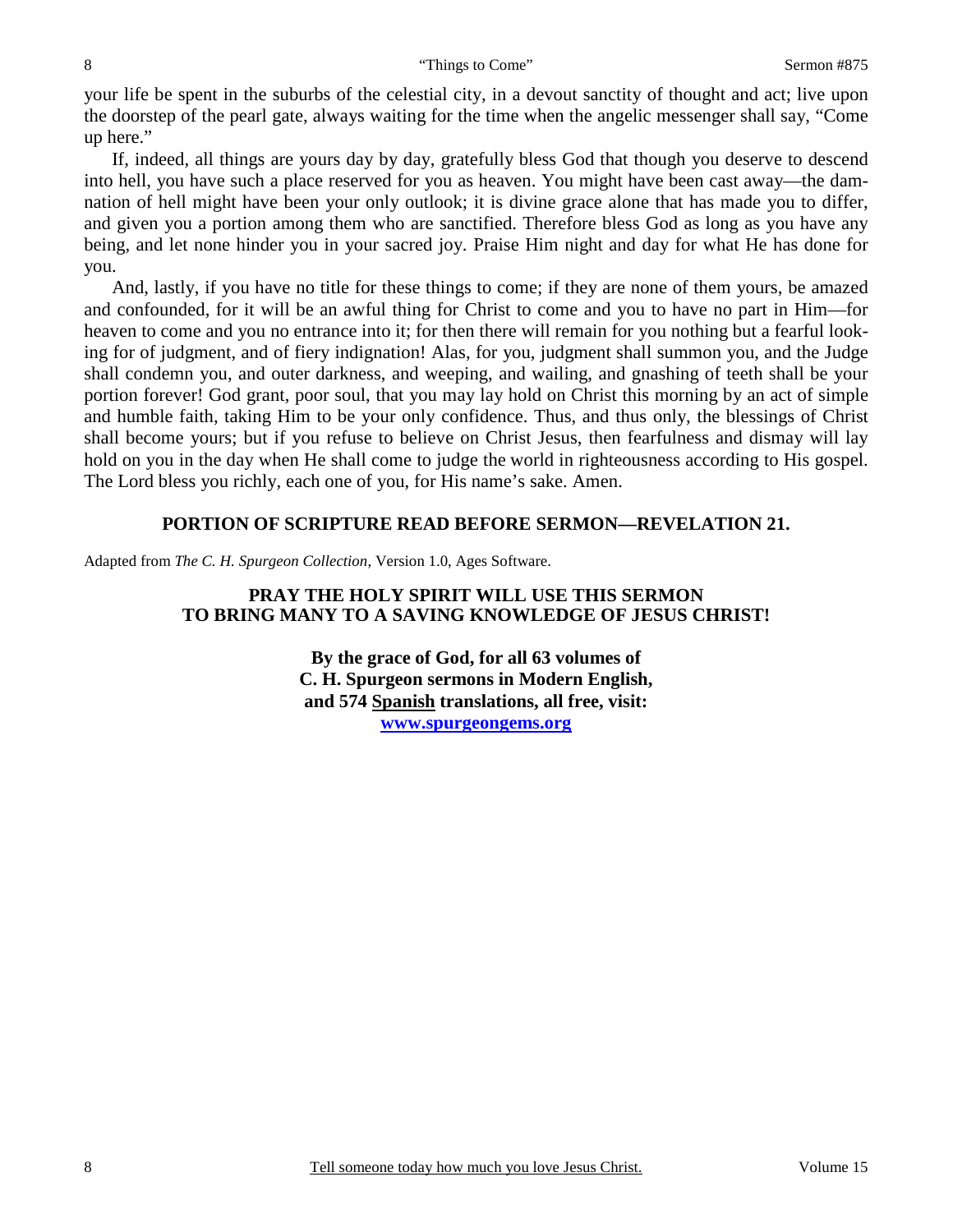your life be spent in the suburbs of the celestial city, in a devout sanctity of thought and act; live upon the doorstep of the pearl gate, always waiting for the time when the angelic messenger shall say, "Come up here."

If, indeed, all things are yours day by day, gratefully bless God that though you deserve to descend into hell, you have such a place reserved for you as heaven. You might have been cast away—the damnation of hell might have been your only outlook; it is divine grace alone that has made you to differ, and given you a portion among them who are sanctified. Therefore bless God as long as you have any being, and let none hinder you in your sacred joy. Praise Him night and day for what He has done for you.

And, lastly, if you have no title for these things to come; if they are none of them yours, be amazed and confounded, for it will be an awful thing for Christ to come and you to have no part in Him—for heaven to come and you no entrance into it; for then there will remain for you nothing but a fearful looking for of judgment, and of fiery indignation! Alas, for you, judgment shall summon you, and the Judge shall condemn you, and outer darkness, and weeping, and wailing, and gnashing of teeth shall be your portion forever! God grant, poor soul, that you may lay hold on Christ this morning by an act of simple and humble faith, taking Him to be your only confidence. Thus, and thus only, the blessings of Christ shall become yours; but if you refuse to believe on Christ Jesus, then fearfulness and dismay will lay hold on you in the day when He shall come to judge the world in righteousness according to His gospel. The Lord bless you richly, each one of you, for His name's sake. Amen.

**PORTION OF SCRIPTURE READ BEFORE SERMON—REVELATION 21.**

Adapted from *The C. H. Spurgeon Collection*, Version 1.0, Ages Software.

**PRAY THE HOLY SPIRIT WILL USE THIS SERMON TO BRING MANY TO A SAVING KNOWLEDGE OF JESUS CHRIST!**

**By the grace of God, for all 63 volumes of C. H. Spurgeon sermons in Modern English, and 574 Spanish translations, all free, visit: www.spurgeongems.org**

Tell someone today how much you love Jesus Christ.